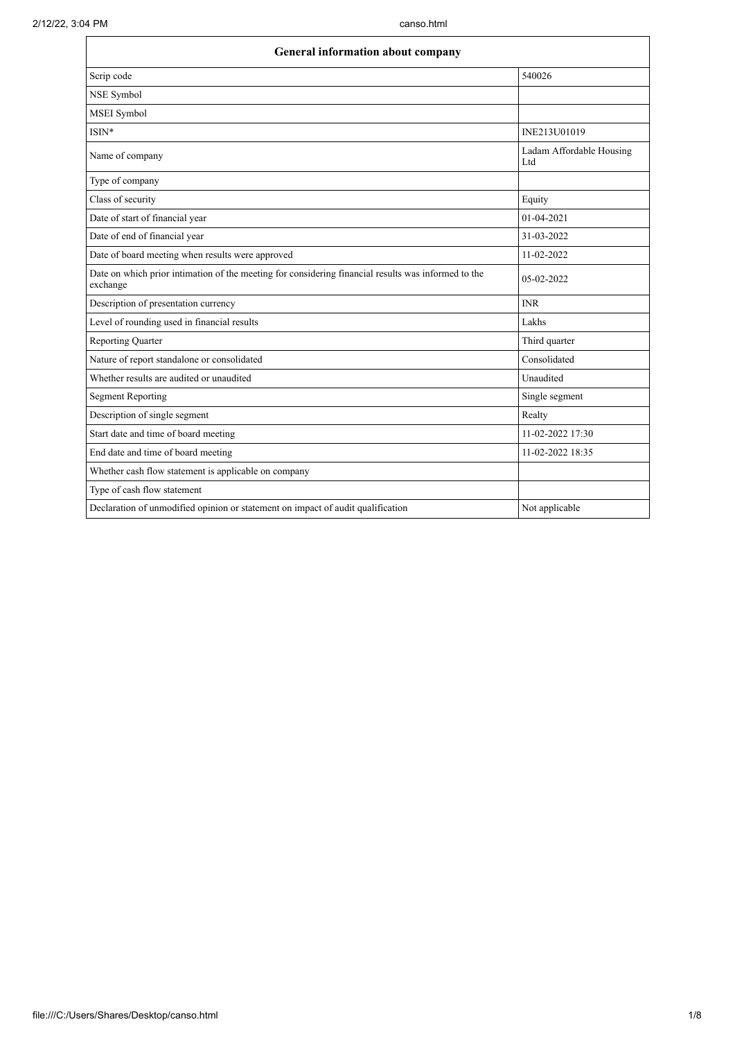| General information about company | |
|---|---|
| Scrip code | 540026 |
| NSE Symbol | |
| MSEI Symbol | |
| ISIN* | INE213U01019 |
| Name of company | Ladam Affordable Housing Ltd |
| Type of company | |
| Class of security | Equity |
| Date of start of financial year | 01-04-2021 |
| Date of end of financial year | 31-03-2022 |
| Date of board meeting when results were approved | 11-02-2022 |
| Date on which prior intimation of the meeting for considering financial results was informed to the exchange | 05-02-2022 |
| Description of presentation currency | INR |
| Level of rounding used in financial results | Lakhs |
| Reporting Quarter | Third quarter |
| Nature of report standalone or consolidated | Consolidated |
| Whether results are audited or unaudited | Unaudited |
| Segment Reporting | Single segment |
| Description of single segment | Realty |
| Start date and time of board meeting | 11-02-2022 17:30 |
| End date and time of board meeting | 11-02-2022 18:35 |
| Whether cash flow statement is applicable on company | |
| Type of cash flow statement | |
| Declaration of unmodified opinion or statement on impact of audit qualification | Not applicable |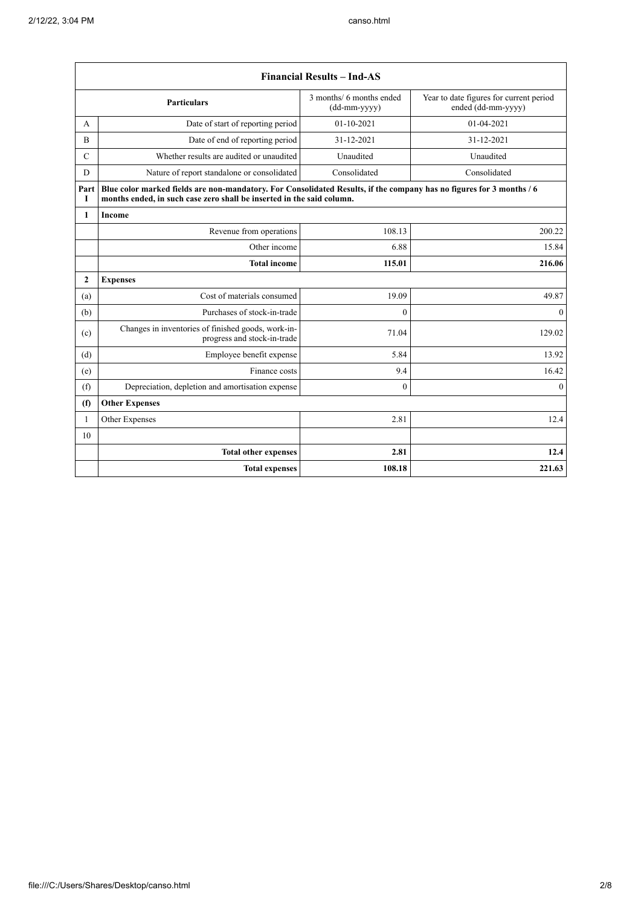| Financial Results – Ind-AS | | | |
|---|---|---|---|
| | **Particulars** | 3 months/ 6 months ended (dd-mm-yyyy) | Year to date figures for current period ended (dd-mm-yyyy) |
| A | Date of start of reporting period | 01-10-2021 | 01-04-2021 |
| B | Date of end of reporting period | 31-12-2021 | 31-12-2021 |
| C | Whether results are audited or unaudited | Unaudited | Unaudited |
| D | Nature of report standalone or consolidated | Consolidated | Consolidated |
| **Part I** | **Blue color marked fields are non-mandatory. For Consolidated Results, if the company has no figures for 3 months / 6 months ended, in such case zero shall be inserted in the said column.** | | |
| **1** | **Income** | | |
| | Revenue from operations | 108.13 | 200.22 |
| | Other income | 6.88 | 15.84 |
| | **Total income** | **115.01** | **216.06** |
| **2** | **Expenses** | | |
| (a) | Cost of materials consumed | 19.09 | 49.87 |
| (b) | Purchases of stock-in-trade | 0 | 0 |
| (c) | Changes in inventories of finished goods, work-in-progress and stock-in-trade | 71.04 | 129.02 |
| (d) | Employee benefit expense | 5.84 | 13.92 |
| (e) | Finance costs | 9.4 | 16.42 |
| (f) | Depreciation, depletion and amortisation expense | 0 | 0 |
| **(f)** | **Other Expenses** | | |
| 1 | Other Expenses | 2.81 | 12.4 |
| 10 | | | |
| | **Total other expenses** | **2.81** | **12.4** |
| | **Total expenses** | **108.18** | **221.63** |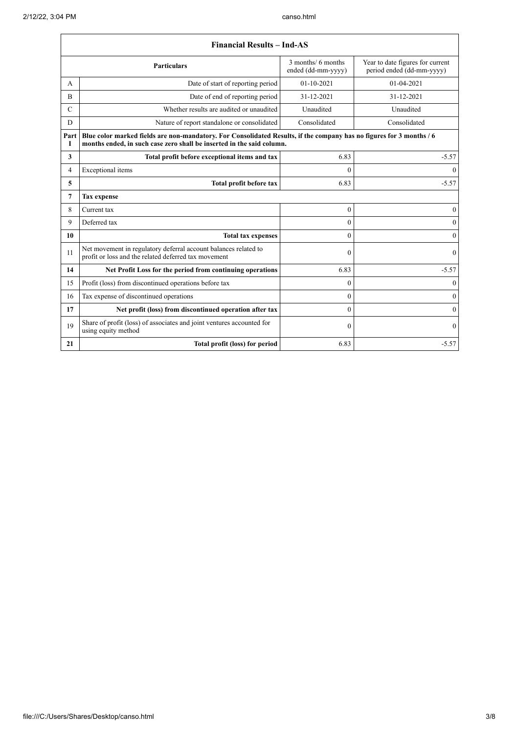| Financial Results – Ind-AS | | | |
|---|---|---|---|
| | Particulars | 3 months/ 6 months ended (dd-mm-yyyy) | Year to date figures for current period ended (dd-mm-yyyy) |
| A | Date of start of reporting period | 01-10-2021 | 01-04-2021 |
| B | Date of end of reporting period | 31-12-2021 | 31-12-2021 |
| C | Whether results are audited or unaudited | Unaudited | Unaudited |
| D | Nature of report standalone or consolidated | Consolidated | Consolidated |
| Part I | **Blue color marked fields are non-mandatory. For Consolidated Results, if the company has no figures for 3 months / 6 months ended, in such case zero shall be inserted in the said column.** | | |
| **3** | **Total profit before exceptional items and tax** | 6.83 | -5.57 |
| 4 | Exceptional items | 0 | 0 |
| **5** | **Total profit before tax** | 6.83 | -5.57 |
| **7** | **Tax expense** | | |
| 8 | Current tax | 0 | 0 |
| 9 | Deferred tax | 0 | 0 |
| **10** | **Total tax expenses** | 0 | 0 |
| 11 | Net movement in regulatory deferral account balances related to profit or loss and the related deferred tax movement | 0 | 0 |
| **14** | **Net Profit Loss for the period from continuing operations** | 6.83 | -5.57 |
| 15 | Profit (loss) from discontinued operations before tax | 0 | 0 |
| 16 | Tax expense of discontinued operations | 0 | 0 |
| **17** | **Net profit (loss) from discontinued operation after tax** | 0 | 0 |
| 19 | Share of profit (loss) of associates and joint ventures accounted for using equity method | 0 | 0 |
| **21** | **Total profit (loss) for period** | 6.83 | -5.57 |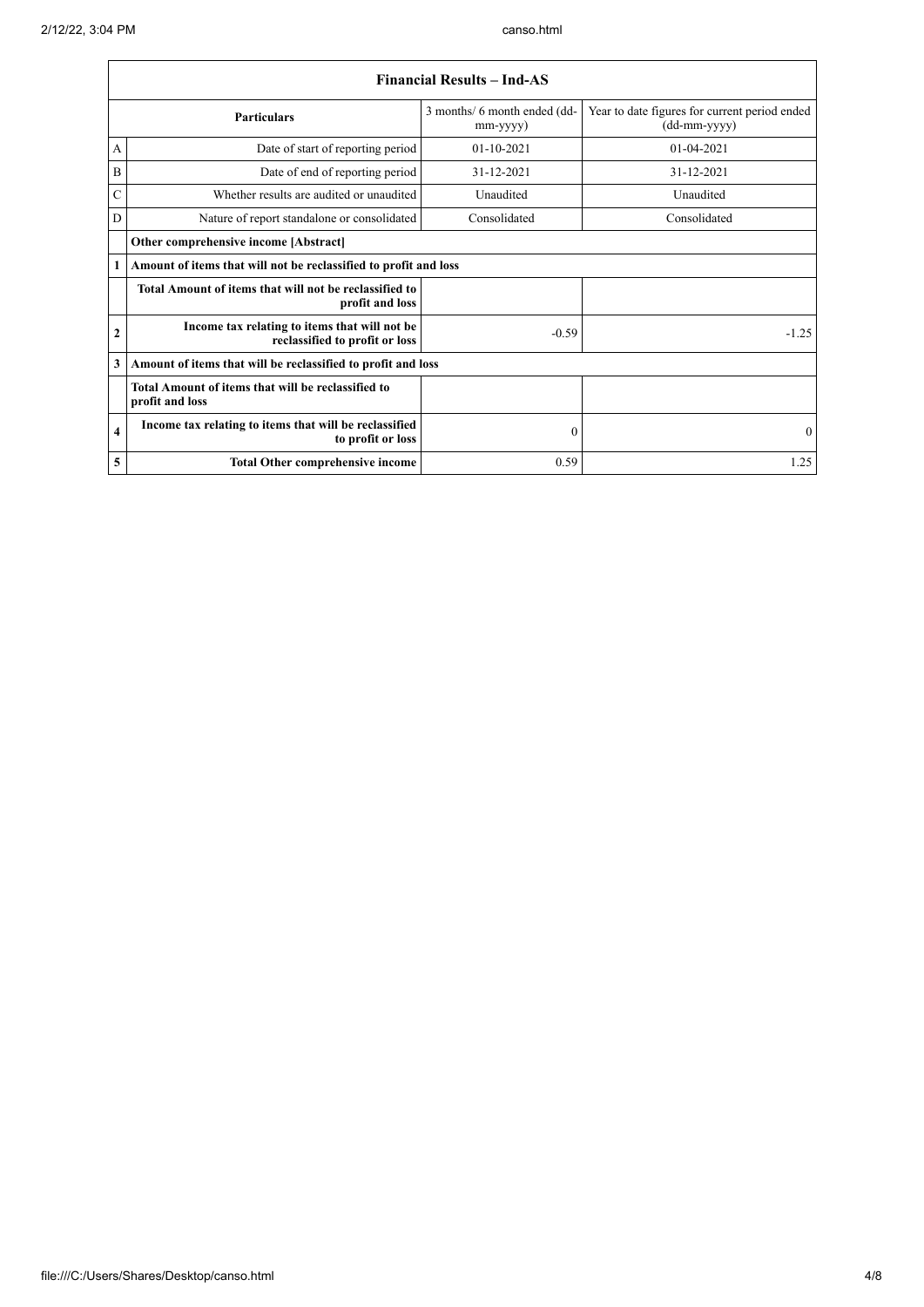| Financial Results – Ind-AS | | | |
|---|---|---|---|
| | Particulars | 3 months/ 6 month ended (dd-mm-yyyy) | Year to date figures for current period ended (dd-mm-yyyy) |
| A | Date of start of reporting period | 01-10-2021 | 01-04-2021 |
| B | Date of end of reporting period | 31-12-2021 | 31-12-2021 |
| C | Whether results are audited or unaudited | Unaudited | Unaudited |
| D | Nature of report standalone or consolidated | Consolidated | Consolidated |
| | **Other comprehensive income [Abstract]** | | |
| **1** | **Amount of items that will not be reclassified to profit and loss** | | |
| | **Total Amount of items that will not be reclassified to profit and loss** | | |
| **2** | **Income tax relating to items that will not be reclassified to profit or loss** | -0.59 | -1.25 |
| **3** | **Amount of items that will be reclassified to profit and loss** | | |
| | **Total Amount of items that will be reclassified to profit and loss** | | |
| **4** | **Income tax relating to items that will be reclassified to profit or loss** | 0 | 0 |
| **5** | **Total Other comprehensive income** | 0.59 | 1.25 |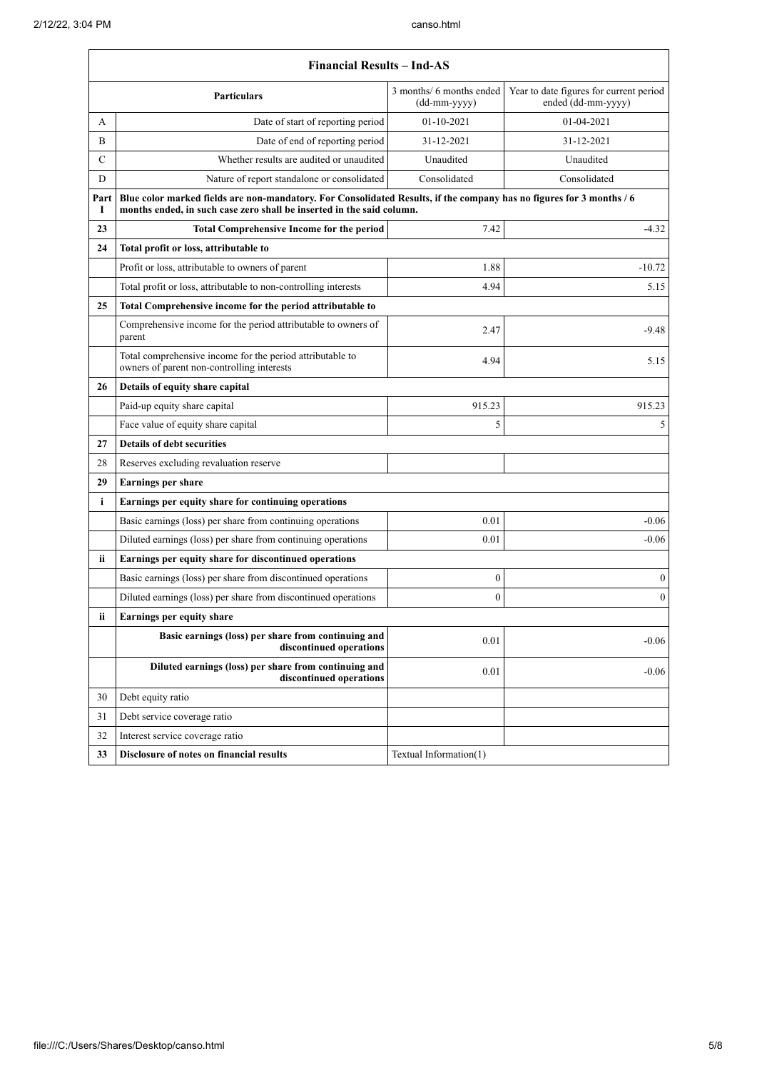| Financial Results – Ind-AS | | | |
|---|---|---|---|
| | **Particulars** | 3 months/ 6 months ended (dd-mm-yyyy) | Year to date figures for current period ended (dd-mm-yyyy) |
| A | Date of start of reporting period | 01-10-2021 | 01-04-2021 |
| B | Date of end of reporting period | 31-12-2021 | 31-12-2021 |
| C | Whether results are audited or unaudited | Unaudited | Unaudited |
| D | Nature of report standalone or consolidated | Consolidated | Consolidated |
| **Part I** | **Blue color marked fields are non-mandatory. For Consolidated Results, if the company has no figures for 3 months / 6 months ended, in such case zero shall be inserted in the said column.** | | |
| **23** | **Total Comprehensive Income for the period** | 7.42 | -4.32 |
| **24** | **Total profit or loss, attributable to** | | |
| | Profit or loss, attributable to owners of parent | 1.88 | -10.72 |
| | Total profit or loss, attributable to non-controlling interests | 4.94 | 5.15 |
| **25** | **Total Comprehensive income for the period attributable to** | | |
| | Comprehensive income for the period attributable to owners of parent | 2.47 | -9.48 |
| | Total comprehensive income for the period attributable to owners of parent non-controlling interests | 4.94 | 5.15 |
| **26** | **Details of equity share capital** | | |
| | Paid-up equity share capital | 915.23 | 915.23 |
| | Face value of equity share capital | 5 | 5 |
| **27** | **Details of debt securities** | | |
| 28 | Reserves excluding revaluation reserve | | |
| **29** | **Earnings per share** | | |
| **i** | **Earnings per equity share for continuing operations** | | |
| | Basic earnings (loss) per share from continuing operations | 0.01 | -0.06 |
| | Diluted earnings (loss) per share from continuing operations | 0.01 | -0.06 |
| **ii** | **Earnings per equity share for discontinued operations** | | |
| | Basic earnings (loss) per share from discontinued operations | 0 | 0 |
| | Diluted earnings (loss) per share from discontinued operations | 0 | 0 |
| **ii** | **Earnings per equity share** | | |
| | **Basic earnings (loss) per share from continuing and discontinued operations** | 0.01 | -0.06 |
| | **Diluted earnings (loss) per share from continuing and discontinued operations** | 0.01 | -0.06 |
| 30 | Debt equity ratio | | |
| 31 | Debt service coverage ratio | | |
| 32 | Interest service coverage ratio | | |
| **33** | **Disclosure of notes on financial results** | Textual Information(1) | |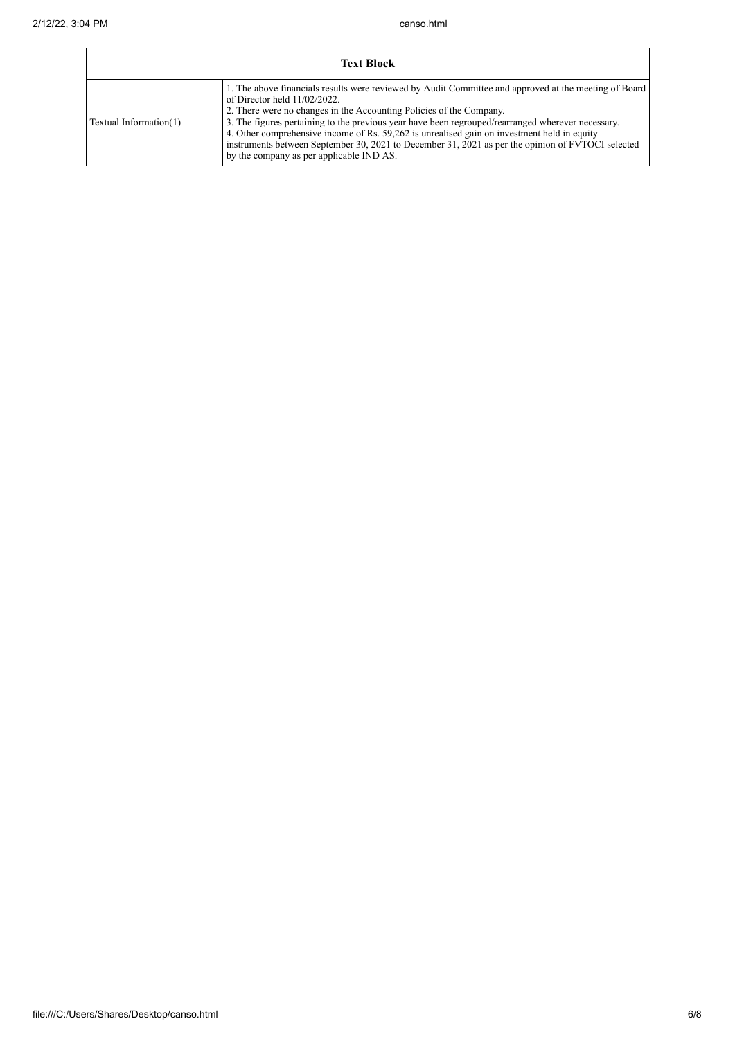| Text Block | |
|---|---|
| Textual Information(1) | 1. The above financials results were reviewed by Audit Committee and approved at the meeting of Board of Director held 11/02/2022.<br>2. There were no changes in the Accounting Policies of the Company.<br>3. The figures pertaining to the previous year have been regrouped/rearranged wherever necessary.<br>4. Other comprehensive income of Rs. 59,262 is unrealised gain on investment held in equity instruments between September 30, 2021 to December 31, 2021 as per the opinion of FVTOCI selected by the company as per applicable IND AS. |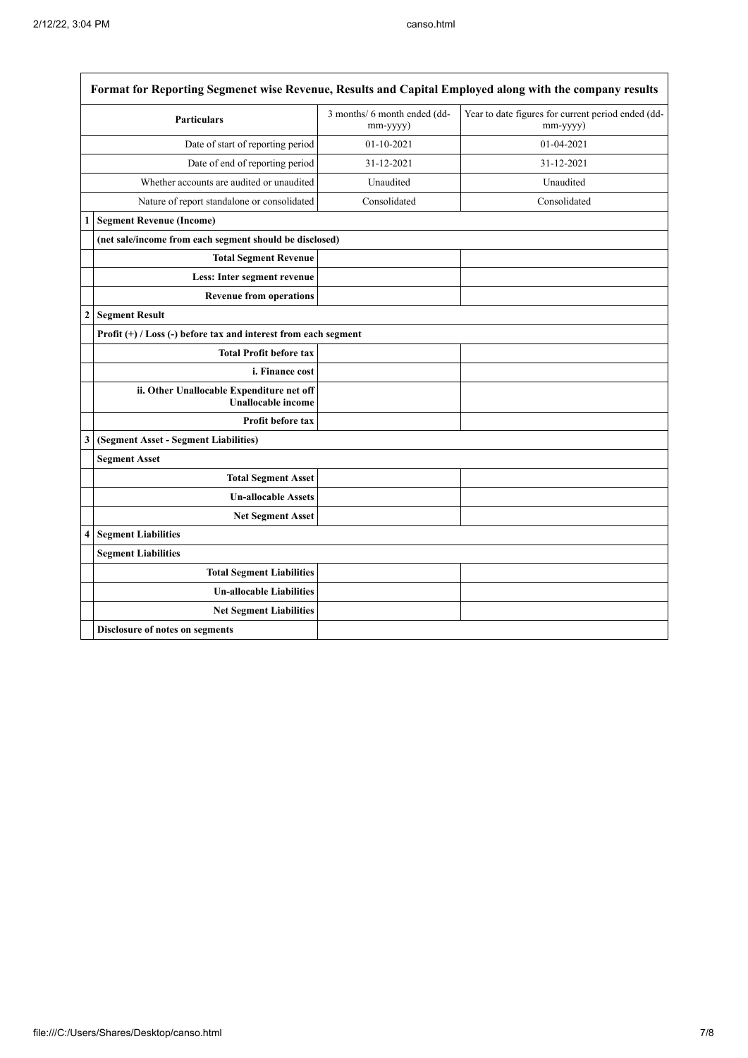| | Format for Reporting Segmenet wise Revenue, Results and Capital Employed along with the company results | | |
|---|---|---|---|
| | **Particulars** | 3 months/ 6 month ended (dd-mm-yyyy) | Year to date figures for current period ended (dd-mm-yyyy) |
| | Date of start of reporting period | 01-10-2021 | 01-04-2021 |
| | Date of end of reporting period | 31-12-2021 | 31-12-2021 |
| | Whether accounts are audited or unaudited | Unaudited | Unaudited |
| | Nature of report standalone or consolidated | Consolidated | Consolidated |
| 1 | **Segment Revenue (Income)** | | |
| | **(net sale/income from each segment should be disclosed)** | | |
| | **Total Segment Revenue** | | |
| | **Less: Inter segment revenue** | | |
| | **Revenue from operations** | | |
| 2 | **Segment Result** | | |
| | **Profit (+) / Loss (-) before tax and interest from each segment** | | |
| | **Total Profit before tax** | | |
| | **i. Finance cost** | | |
| | **ii. Other Unallocable Expenditure net off Unallocable income** | | |
| | **Profit before tax** | | |
| 3 | **(Segment Asset - Segment Liabilities)** | | |
| | **Segment Asset** | | |
| | **Total Segment Asset** | | |
| | **Un-allocable Assets** | | |
| | **Net Segment Asset** | | |
| 4 | **Segment Liabilities** | | |
| | **Segment Liabilities** | | |
| | **Total Segment Liabilities** | | |
| | **Un-allocable Liabilities** | | |
| | **Net Segment Liabilities** | | |
| | **Disclosure of notes on segments** | | |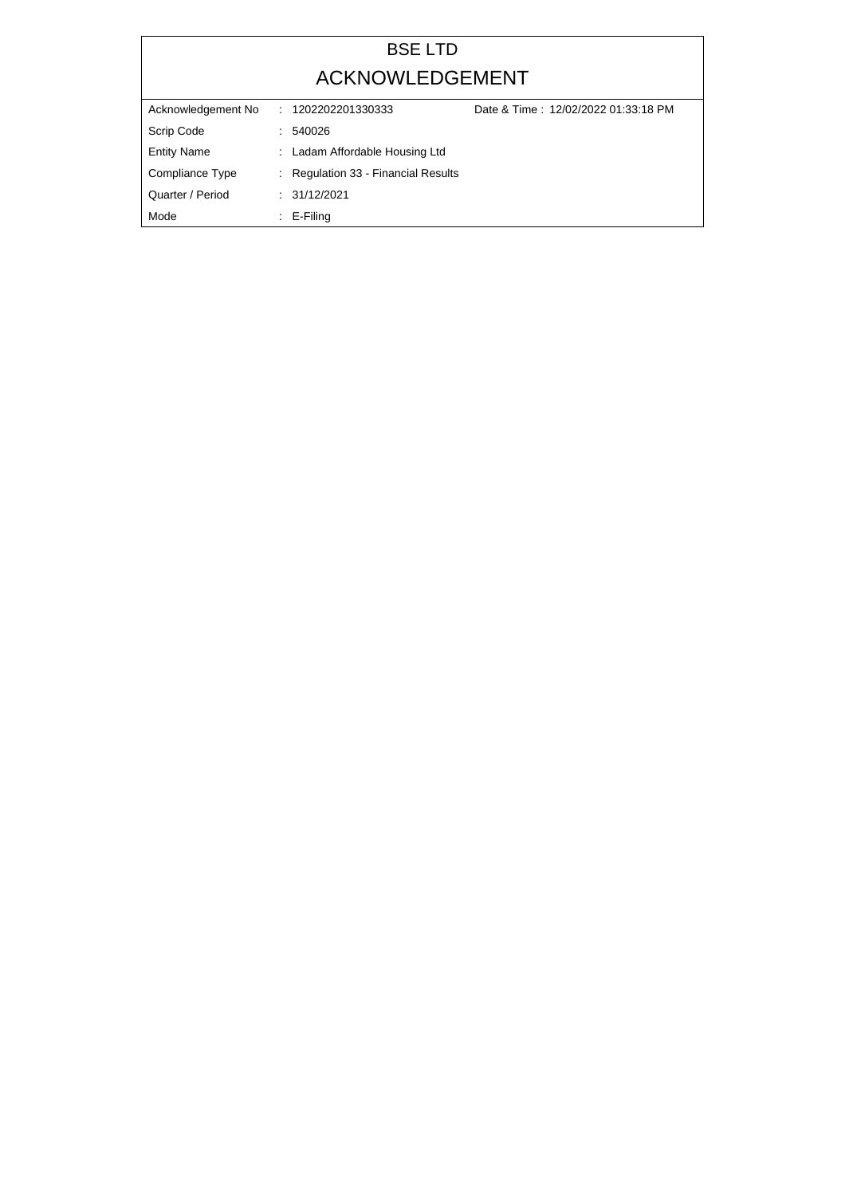# BSE LTD

## ACKNOWLEDGEMENT

| | | |
|---|---|---|
| Acknowledgement No | : 1202202201330333 | Date & Time : 12/02/2022 01:33:18 PM |
| Scrip Code | : 540026 | |
| Entity Name | : Ladam Affordable Housing Ltd | |
| Compliance Type | : Regulation 33 - Financial Results | |
| Quarter / Period | : 31/12/2021 | |
| Mode | : E-Filing | |